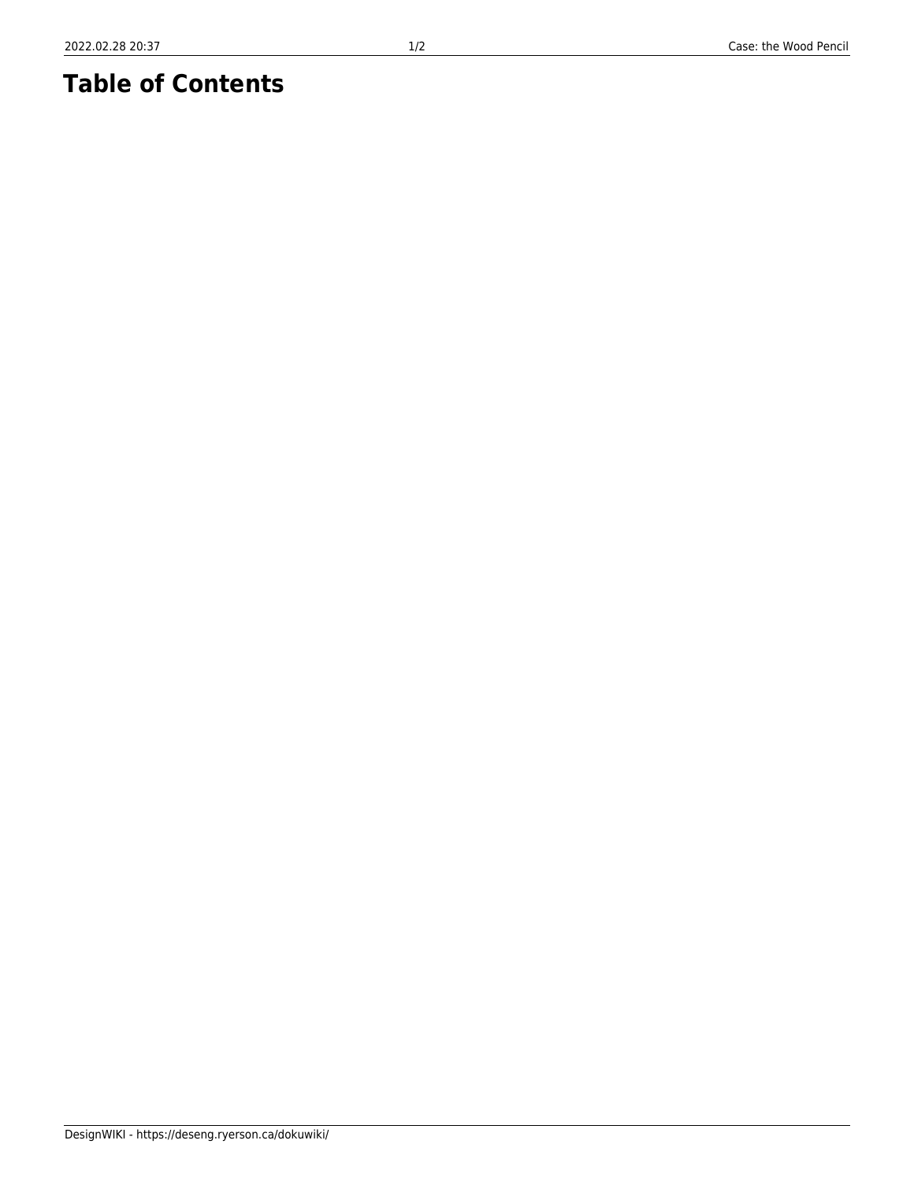# Table of Contents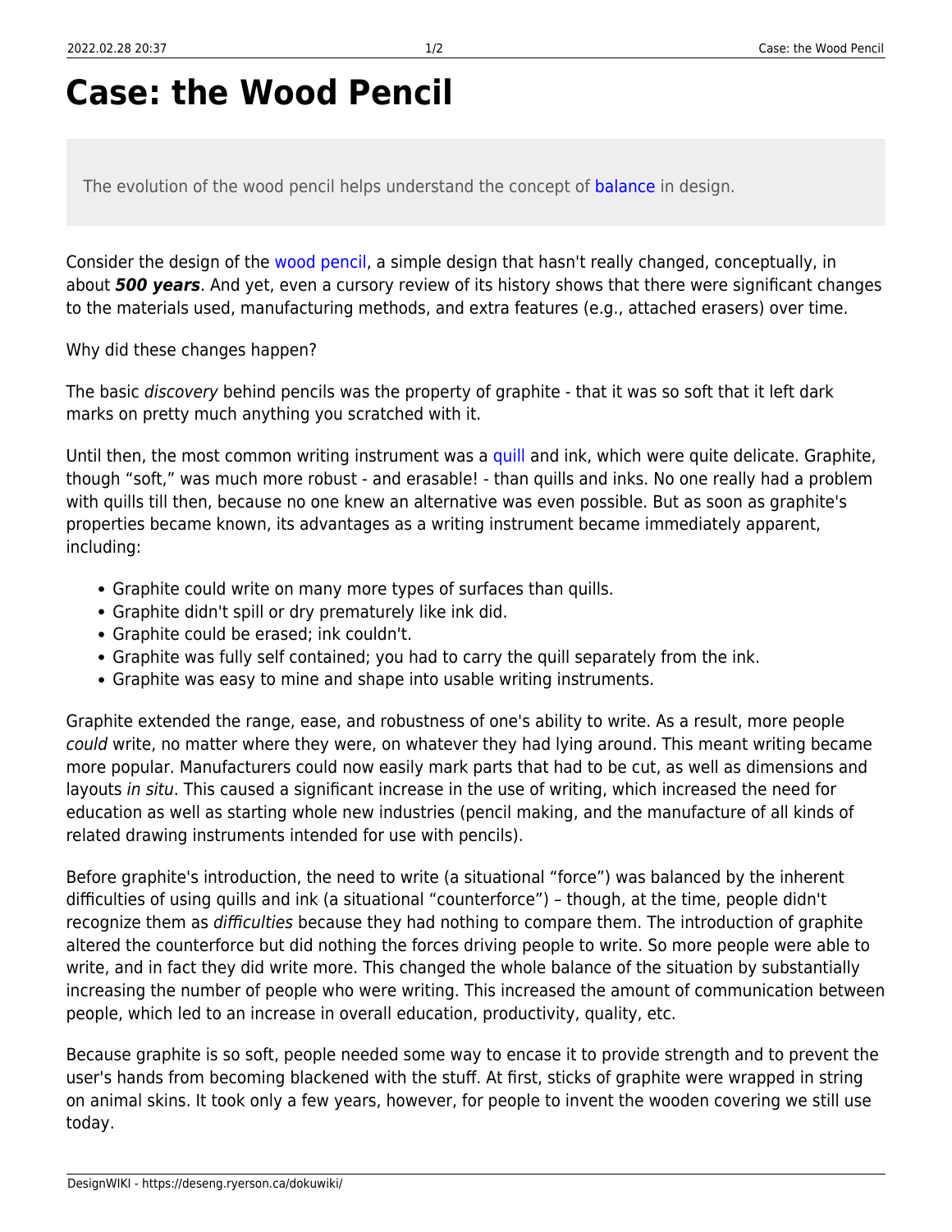# Case: the Wood Pencil

The evolution of the wood pencil helps understand the concept of balance in design.

Consider the design of the wood pencil, a simple design that hasn't really changed, conceptually, in about ***500 years***. And yet, even a cursory review of its history shows that there were significant changes to the materials used, manufacturing methods, and extra features (e.g., attached erasers) over time.

Why did these changes happen?

The basic *discovery* behind pencils was the property of graphite - that it was so soft that it left dark marks on pretty much anything you scratched with it.

Until then, the most common writing instrument was a quill and ink, which were quite delicate. Graphite, though “soft,” was much more robust - and erasable! - than quills and inks. No one really had a problem with quills till then, because no one knew an alternative was even possible. But as soon as graphite's properties became known, its advantages as a writing instrument became immediately apparent, including:

- Graphite could write on many more types of surfaces than quills.
- Graphite didn't spill or dry prematurely like ink did.
- Graphite could be erased; ink couldn't.
- Graphite was fully self contained; you had to carry the quill separately from the ink.
- Graphite was easy to mine and shape into usable writing instruments.

Graphite extended the range, ease, and robustness of one's ability to write. As a result, more people *could* write, no matter where they were, on whatever they had lying around. This meant writing became more popular. Manufacturers could now easily mark parts that had to be cut, as well as dimensions and layouts *in situ*. This caused a significant increase in the use of writing, which increased the need for education as well as starting whole new industries (pencil making, and the manufacture of all kinds of related drawing instruments intended for use with pencils).

Before graphite's introduction, the need to write (a situational “force”) was balanced by the inherent difficulties of using quills and ink (a situational “counterforce”) – though, at the time, people didn't recognize them as *difficulties* because they had nothing to compare them. The introduction of graphite altered the counterforce but did nothing the forces driving people to write. So more people were able to write, and in fact they did write more. This changed the whole balance of the situation by substantially increasing the number of people who were writing. This increased the amount of communication between people, which led to an increase in overall education, productivity, quality, etc.

Because graphite is so soft, people needed some way to encase it to provide strength and to prevent the user's hands from becoming blackened with the stuff. At first, sticks of graphite were wrapped in string on animal skins. It took only a few years, however, for people to invent the wooden covering we still use today.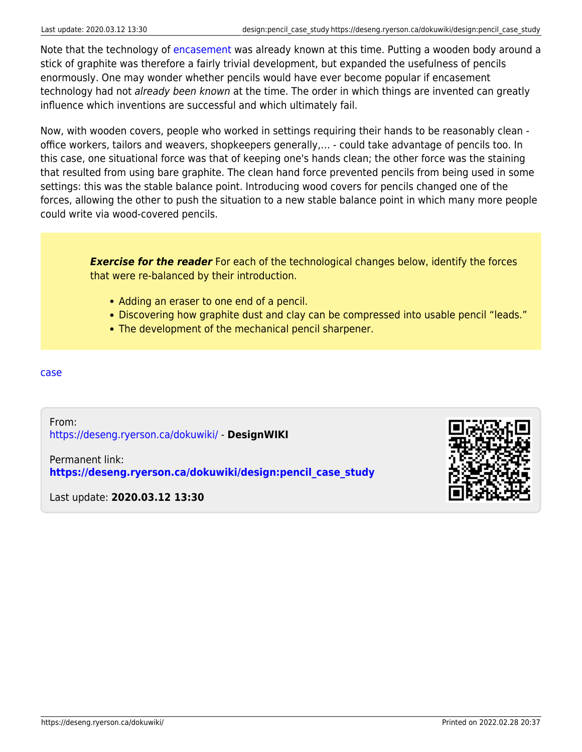Note that the technology of encasement was already known at this time. Putting a wooden body around a stick of graphite was therefore a fairly trivial development, but expanded the usefulness of pencils enormously. One may wonder whether pencils would have ever become popular if encasement technology had not *already been known* at the time. The order in which things are invented can greatly influence which inventions are successful and which ultimately fail.

Now, with wooden covers, people who worked in settings requiring their hands to be reasonably clean - office workers, tailors and weavers, shopkeepers generally,… - could take advantage of pencils too. In this case, one situational force was that of keeping one's hands clean; the other force was the staining that resulted from using bare graphite. The clean hand force prevented pencils from being used in some settings: this was the stable balance point. Introducing wood covers for pencils changed one of the forces, allowing the other to push the situation to a new stable balance point in which many more people could write via wood-covered pencils.

> ***Exercise for the reader*** For each of the technological changes below, identify the forces that were re-balanced by their introduction.
>
> - Adding an eraser to one end of a pencil.
> - Discovering how graphite dust and clay can be compressed into usable pencil "leads."
> - The development of the mechanical pencil sharpener.

case

From:
https://deseng.ryerson.ca/dokuwiki/ - **DesignWIKI**

Permanent link:
**https://deseng.ryerson.ca/dokuwiki/design:pencil_case_study**

Last update: **2020.03.12 13:30**